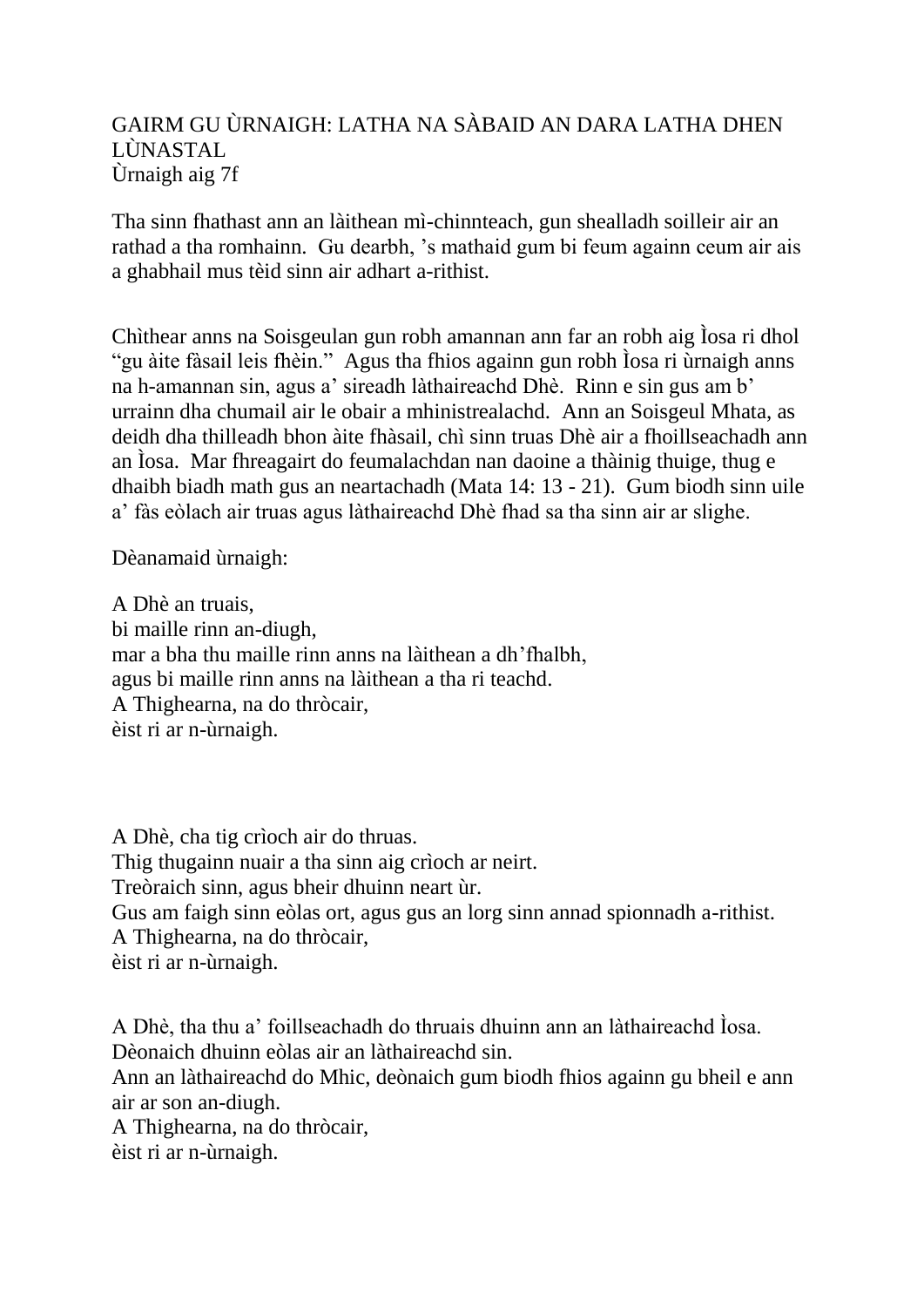# GAIRM GU ÙRNAIGH: LATHA NA SÀBAID AN DARA LATHA DHEN LÙNASTAL

Ùrnaigh aig 7f

Tha sinn fhathast ann an làithean mì-chinnteach, gun shealladh soilleir air an rathad a tha romhainn. Gu dearbh, 's mathaid gum bi feum againn ceum air ais a ghabhail mus tèid sinn air adhart a-rithist.

Chìthear anns na Soisgeulan gun robh amannan ann far an robh aig Ìosa ri dhol "gu àite fàsail leis fhèin." Agus tha fhios againn gun robh Ìosa ri ùrnaigh anns na h-amannan sin, agus a' sireadh làthaireachd Dhè. Rinn e sin gus am b' urrainn dha chumail air le obair a mhinistrealachd. Ann an Soisgeul Mhata, as deidh dha thilleadh bhon àite fhàsail, chì sinn truas Dhè air a fhoillseachadh ann an Ìosa. Mar fhreagairt do feumalachdan nan daoine a thàinig thuige, thug e dhaibh biadh math gus an neartachadh (Mata 14: 13 - 21). Gum biodh sinn uile a' fàs eòlach air truas agus làthaireachd Dhè fhad sa tha sinn air ar slighe.

Dèanamaid ùrnaigh:

A Dhè an truais,
bi maille rinn an-diugh,
mar a bha thu maille rinn anns na làithean a dh'fhalbh,
agus bi maille rinn anns na làithean a tha ri teachd.
A Thighearna, na do thròcair,
èist ri ar n-ùrnaigh.

A Dhè, cha tig crìoch air do thruas.
Thig thugainn nuair a tha sinn aig crìoch ar neirt.
Treòraich sinn, agus bheir dhuinn neart ùr.
Gus am faigh sinn eòlas ort, agus gus an lorg sinn annad spionnadh a-rithist.
A Thighearna, na do thròcair,
èist ri ar n-ùrnaigh.

A Dhè, tha thu a' foillseachadh do thruais dhuinn ann an làthaireachd Ìosa.
Dèonaich dhuinn eòlas air an làthaireachd sin.
Ann an làthaireachd do Mhic, deònaich gum biodh fhios againn gu bheil e ann air ar son an-diugh.
A Thighearna, na do thròcair,
èist ri ar n-ùrnaigh.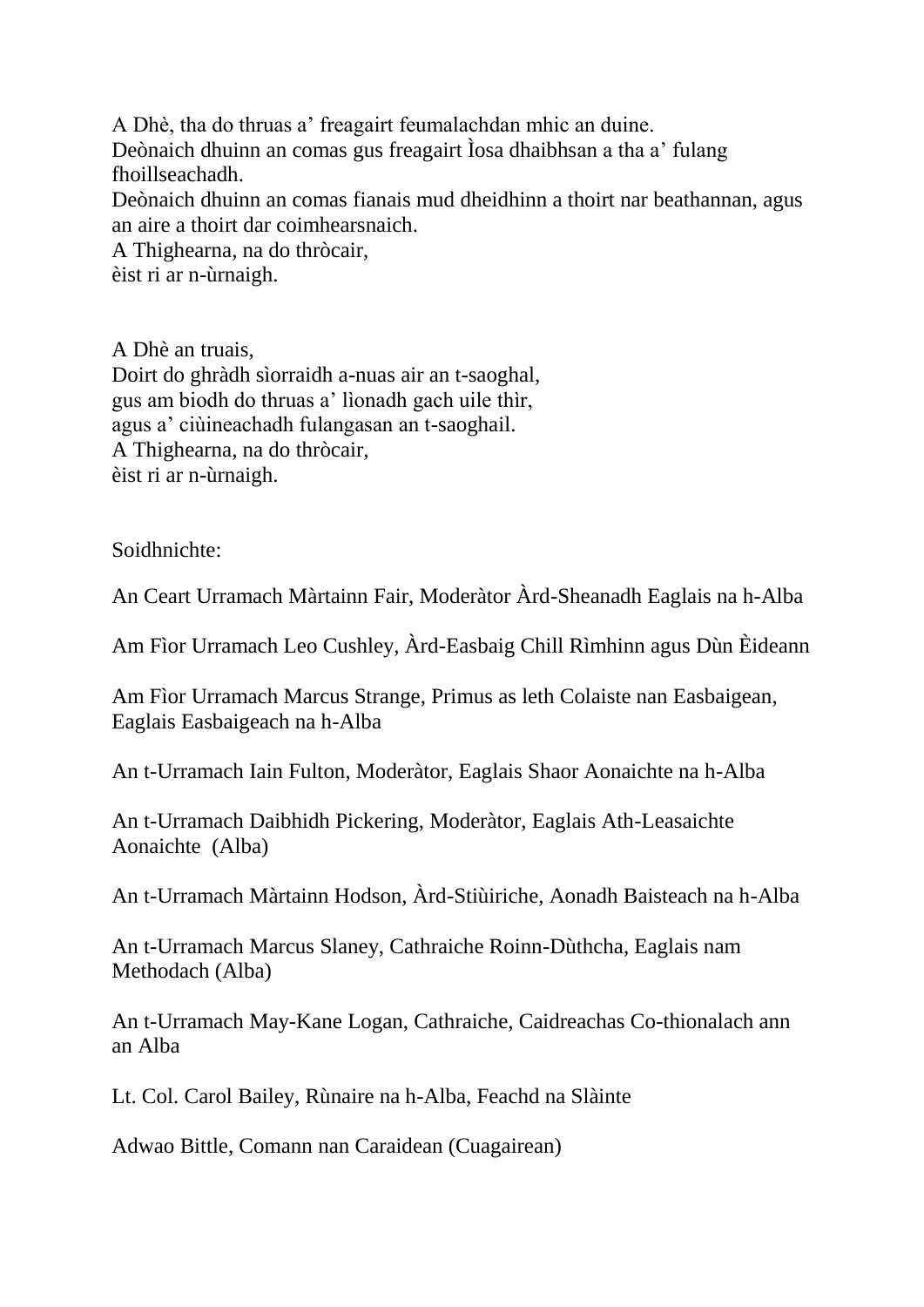A Dhè, tha do thruas a' freagairt feumalachdan mhic an duine.
Deònaich dhuinn an comas gus freagairt Ìosa dhaibhsan a tha a' fulang fhoillseachadh.
Deònaich dhuinn an comas fianais mud dheidhinn a thoirt nar beathannan, agus an aire a thoirt dar coimhearsnaich.
A Thighearna, na do thròcair,
èist ri ar n-ùrnaigh.

A Dhè an truais,
Doirt do ghràdh sìorraidh a-nuas air an t-saoghal,
gus am biodh do thruas a' lìonadh gach uile thìr,
agus a' ciùineachadh fulangasan an t-saoghail.
A Thighearna, na do thròcair,
èist ri ar n-ùrnaigh.

Soidhnichte:

An Ceart Urramach Màrtainn Fair, Moderàtor Àrd-Sheanadh Eaglais na h-Alba

Am Fìor Urramach Leo Cushley, Àrd-Easbaig Chill Rìmhinn agus Dùn Èideann

Am Fìor Urramach Marcus Strange, Primus as leth Colaiste nan Easbaigean, Eaglais Easbaigeach na h-Alba

An t-Urramach Iain Fulton, Moderàtor, Eaglais Shaor Aonaichte na h-Alba

An t-Urramach Daibhidh Pickering, Moderàtor, Eaglais Ath-Leasaichte Aonaichte (Alba)

An t-Urramach Màrtainn Hodson, Àrd-Stiùiriche, Aonadh Baisteach na h-Alba

An t-Urramach Marcus Slaney, Cathraiche Roinn-Dùthcha, Eaglais nam Methodach (Alba)

An t-Urramach May-Kane Logan, Cathraiche, Caidreachas Co-thionalach ann an Alba

Lt. Col. Carol Bailey, Rùnaire na h-Alba, Feachd na Slàinte

Adwao Bittle, Comann nan Caraidean (Cuagairean)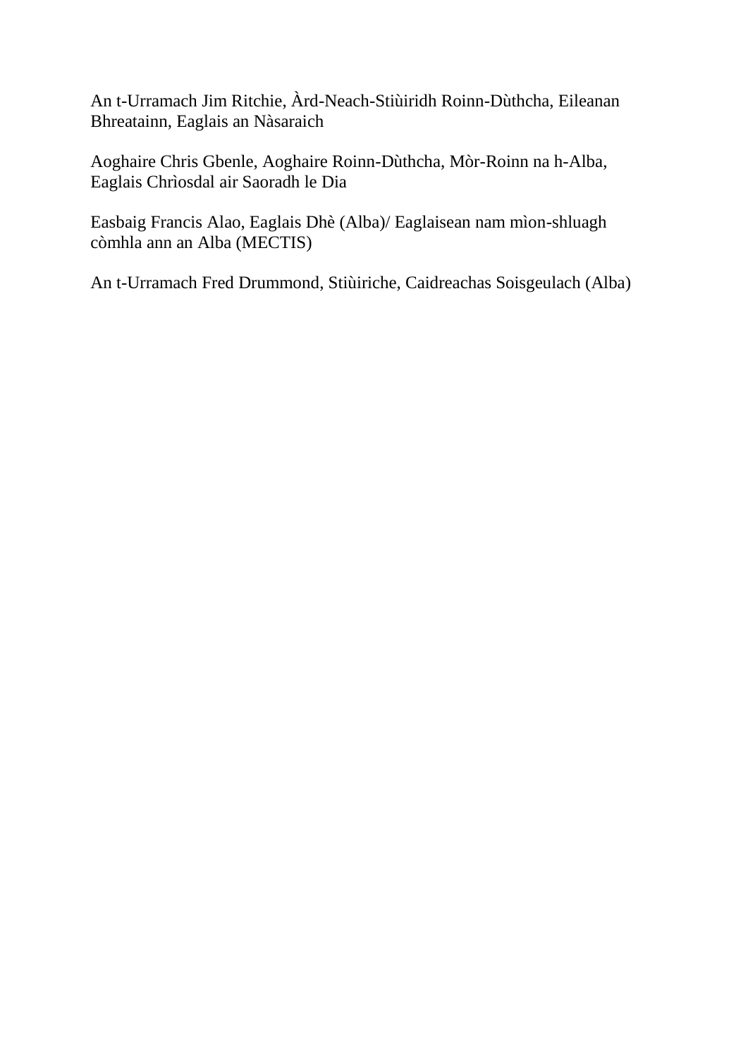An t-Urramach Jim Ritchie, Àrd-Neach-Stiùiridh Roinn-Dùthcha, Eileanan Bhreatainn, Eaglais an Nàsaraich

Aoghaire Chris Gbenle, Aoghaire Roinn-Dùthcha, Mòr-Roinn na h-Alba, Eaglais Chrìosdal air Saoradh le Dia

Easbaig Francis Alao, Eaglais Dhè (Alba)/ Eaglaisean nam mìon-shluagh còmhla ann an Alba (MECTIS)

An t-Urramach Fred Drummond, Stiùiriche, Caidreachas Soisgeulach (Alba)